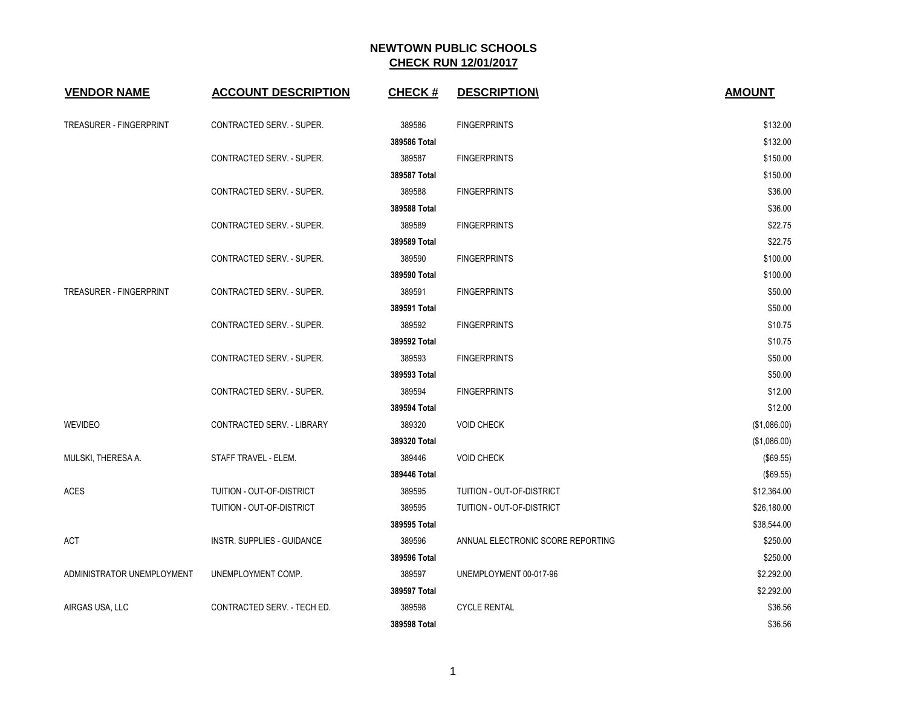# NEWTOWN PUBLIC SCHOOLS

## CHECK RUN 12/01/2017

| VENDOR NAME | ACCOUNT DESCRIPTION | CHECK # | DESCRIPTION\ | AMOUNT |
|---|---|---|---|---|
| TREASURER - FINGERPRINT | CONTRACTED SERV. - SUPER. | 389586 | FINGERPRINTS | $132.00 |
| | | **389586 Total** | | $132.00 |
| | CONTRACTED SERV. - SUPER. | 389587 | FINGERPRINTS | $150.00 |
| | | **389587 Total** | | $150.00 |
| | CONTRACTED SERV. - SUPER. | 389588 | FINGERPRINTS | $36.00 |
| | | **389588 Total** | | $36.00 |
| | CONTRACTED SERV. - SUPER. | 389589 | FINGERPRINTS | $22.75 |
| | | **389589 Total** | | $22.75 |
| | CONTRACTED SERV. - SUPER. | 389590 | FINGERPRINTS | $100.00 |
| | | **389590 Total** | | $100.00 |
| TREASURER - FINGERPRINT | CONTRACTED SERV. - SUPER. | 389591 | FINGERPRINTS | $50.00 |
| | | **389591 Total** | | $50.00 |
| | CONTRACTED SERV. - SUPER. | 389592 | FINGERPRINTS | $10.75 |
| | | **389592 Total** | | $10.75 |
| | CONTRACTED SERV. - SUPER. | 389593 | FINGERPRINTS | $50.00 |
| | | **389593 Total** | | $50.00 |
| | CONTRACTED SERV. - SUPER. | 389594 | FINGERPRINTS | $12.00 |
| | | **389594 Total** | | $12.00 |
| WEVIDEO | CONTRACTED SERV. - LIBRARY | 389320 | VOID CHECK | ($1,086.00) |
| | | **389320 Total** | | ($1,086.00) |
| MULSKI, THERESA A. | STAFF TRAVEL - ELEM. | 389446 | VOID CHECK | ($69.55) |
| | | **389446 Total** | | ($69.55) |
| ACES | TUITION - OUT-OF-DISTRICT | 389595 | TUITION - OUT-OF-DISTRICT | $12,364.00 |
| | TUITION - OUT-OF-DISTRICT | 389595 | TUITION - OUT-OF-DISTRICT | $26,180.00 |
| | | **389595 Total** | | $38,544.00 |
| ACT | INSTR. SUPPLIES - GUIDANCE | 389596 | ANNUAL ELECTRONIC SCORE REPORTING | $250.00 |
| | | **389596 Total** | | $250.00 |
| ADMINISTRATOR UNEMPLOYMENT | UNEMPLOYMENT COMP. | 389597 | UNEMPLOYMENT 00-017-96 | $2,292.00 |
| | | **389597 Total** | | $2,292.00 |
| AIRGAS USA, LLC | CONTRACTED SERV. - TECH ED. | 389598 | CYCLE RENTAL | $36.56 |
| | | **389598 Total** | | $36.56 |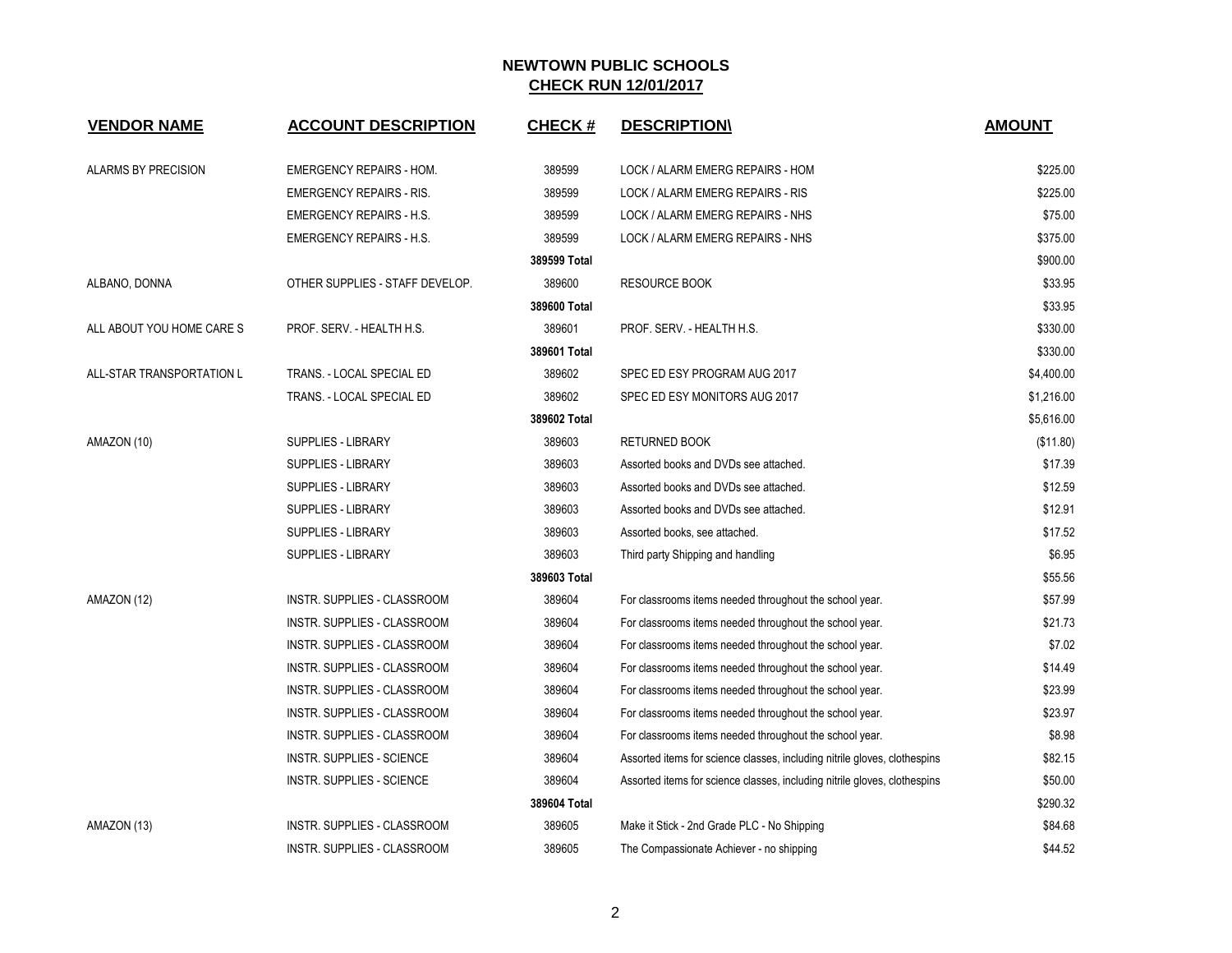# NEWTOWN PUBLIC SCHOOLS

## CHECK RUN 12/01/2017

| VENDOR NAME | ACCOUNT DESCRIPTION | CHECK # | DESCRIPTION\ | AMOUNT |
|---|---|---|---|---|
| ALARMS BY PRECISION | EMERGENCY REPAIRS - HOM. | 389599 | LOCK / ALARM EMERG REPAIRS - HOM | $225.00 |
| | EMERGENCY REPAIRS - RIS. | 389599 | LOCK / ALARM EMERG REPAIRS - RIS | $225.00 |
| | EMERGENCY REPAIRS - H.S. | 389599 | LOCK / ALARM EMERG REPAIRS - NHS | $75.00 |
| | EMERGENCY REPAIRS - H.S. | 389599 | LOCK / ALARM EMERG REPAIRS - NHS | $375.00 |
| | | **389599 Total** | | $900.00 |
| ALBANO, DONNA | OTHER SUPPLIES - STAFF DEVELOP. | 389600 | RESOURCE BOOK | $33.95 |
| | | **389600 Total** | | $33.95 |
| ALL ABOUT YOU HOME CARE S | PROF. SERV. - HEALTH H.S. | 389601 | PROF. SERV. - HEALTH H.S. | $330.00 |
| | | **389601 Total** | | $330.00 |
| ALL-STAR TRANSPORTATION L | TRANS. - LOCAL SPECIAL ED | 389602 | SPEC ED ESY PROGRAM AUG 2017 | $4,400.00 |
| | TRANS. - LOCAL SPECIAL ED | 389602 | SPEC ED ESY MONITORS AUG 2017 | $1,216.00 |
| | | **389602 Total** | | $5,616.00 |
| AMAZON (10) | SUPPLIES - LIBRARY | 389603 | RETURNED BOOK | ($11.80) |
| | SUPPLIES - LIBRARY | 389603 | Assorted books and DVDs see attached. | $17.39 |
| | SUPPLIES - LIBRARY | 389603 | Assorted books and DVDs see attached. | $12.59 |
| | SUPPLIES - LIBRARY | 389603 | Assorted books and DVDs see attached. | $12.91 |
| | SUPPLIES - LIBRARY | 389603 | Assorted books, see attached. | $17.52 |
| | SUPPLIES - LIBRARY | 389603 | Third party Shipping and handling | $6.95 |
| | | **389603 Total** | | $55.56 |
| AMAZON (12) | INSTR. SUPPLIES - CLASSROOM | 389604 | For classrooms items needed throughout the school year. | $57.99 |
| | INSTR. SUPPLIES - CLASSROOM | 389604 | For classrooms items needed throughout the school year. | $21.73 |
| | INSTR. SUPPLIES - CLASSROOM | 389604 | For classrooms items needed throughout the school year. | $7.02 |
| | INSTR. SUPPLIES - CLASSROOM | 389604 | For classrooms items needed throughout the school year. | $14.49 |
| | INSTR. SUPPLIES - CLASSROOM | 389604 | For classrooms items needed throughout the school year. | $23.99 |
| | INSTR. SUPPLIES - CLASSROOM | 389604 | For classrooms items needed throughout the school year. | $23.97 |
| | INSTR. SUPPLIES - CLASSROOM | 389604 | For classrooms items needed throughout the school year. | $8.98 |
| | INSTR. SUPPLIES - SCIENCE | 389604 | Assorted items for science classes, including nitrile gloves, clothespins | $82.15 |
| | INSTR. SUPPLIES - SCIENCE | 389604 | Assorted items for science classes, including nitrile gloves, clothespins | $50.00 |
| | | **389604 Total** | | $290.32 |
| AMAZON (13) | INSTR. SUPPLIES - CLASSROOM | 389605 | Make it Stick - 2nd Grade PLC - No Shipping | $84.68 |
| | INSTR. SUPPLIES - CLASSROOM | 389605 | The Compassionate Achiever - no shipping | $44.52 |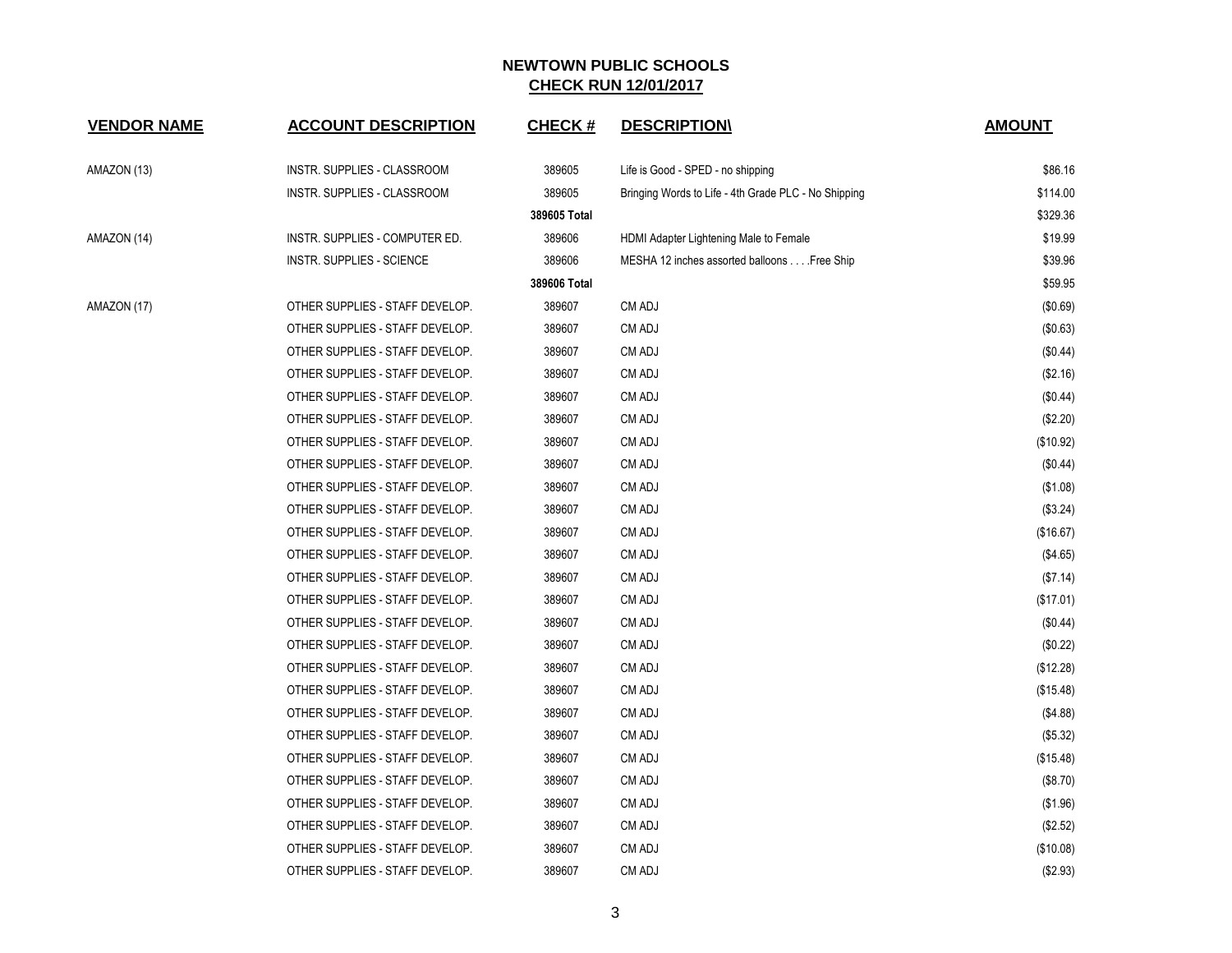**NEWTOWN PUBLIC SCHOOLS**

**CHECK RUN 12/01/2017**

| VENDOR NAME | ACCOUNT DESCRIPTION | CHECK # | DESCRIPTION\ | AMOUNT |
|---|---|---|---|---|
| AMAZON (13) | INSTR. SUPPLIES - CLASSROOM | 389605 | Life is Good - SPED - no shipping | $86.16 |
| | INSTR. SUPPLIES - CLASSROOM | 389605 | Bringing Words to Life - 4th Grade PLC - No Shipping | $114.00 |
| | | **389605 Total** | | $329.36 |
| AMAZON (14) | INSTR. SUPPLIES - COMPUTER ED. | 389606 | HDMI Adapter Lightening Male to Female | $19.99 |
| | INSTR. SUPPLIES - SCIENCE | 389606 | MESHA 12 inches assorted balloons . . . .Free Ship | $39.96 |
| | | **389606 Total** | | $59.95 |
| AMAZON (17) | OTHER SUPPLIES - STAFF DEVELOP. | 389607 | CM ADJ | ($0.69) |
| | OTHER SUPPLIES - STAFF DEVELOP. | 389607 | CM ADJ | ($0.63) |
| | OTHER SUPPLIES - STAFF DEVELOP. | 389607 | CM ADJ | ($0.44) |
| | OTHER SUPPLIES - STAFF DEVELOP. | 389607 | CM ADJ | ($2.16) |
| | OTHER SUPPLIES - STAFF DEVELOP. | 389607 | CM ADJ | ($0.44) |
| | OTHER SUPPLIES - STAFF DEVELOP. | 389607 | CM ADJ | ($2.20) |
| | OTHER SUPPLIES - STAFF DEVELOP. | 389607 | CM ADJ | ($10.92) |
| | OTHER SUPPLIES - STAFF DEVELOP. | 389607 | CM ADJ | ($0.44) |
| | OTHER SUPPLIES - STAFF DEVELOP. | 389607 | CM ADJ | ($1.08) |
| | OTHER SUPPLIES - STAFF DEVELOP. | 389607 | CM ADJ | ($3.24) |
| | OTHER SUPPLIES - STAFF DEVELOP. | 389607 | CM ADJ | ($16.67) |
| | OTHER SUPPLIES - STAFF DEVELOP. | 389607 | CM ADJ | ($4.65) |
| | OTHER SUPPLIES - STAFF DEVELOP. | 389607 | CM ADJ | ($7.14) |
| | OTHER SUPPLIES - STAFF DEVELOP. | 389607 | CM ADJ | ($17.01) |
| | OTHER SUPPLIES - STAFF DEVELOP. | 389607 | CM ADJ | ($0.44) |
| | OTHER SUPPLIES - STAFF DEVELOP. | 389607 | CM ADJ | ($0.22) |
| | OTHER SUPPLIES - STAFF DEVELOP. | 389607 | CM ADJ | ($12.28) |
| | OTHER SUPPLIES - STAFF DEVELOP. | 389607 | CM ADJ | ($15.48) |
| | OTHER SUPPLIES - STAFF DEVELOP. | 389607 | CM ADJ | ($4.88) |
| | OTHER SUPPLIES - STAFF DEVELOP. | 389607 | CM ADJ | ($5.32) |
| | OTHER SUPPLIES - STAFF DEVELOP. | 389607 | CM ADJ | ($15.48) |
| | OTHER SUPPLIES - STAFF DEVELOP. | 389607 | CM ADJ | ($8.70) |
| | OTHER SUPPLIES - STAFF DEVELOP. | 389607 | CM ADJ | ($1.96) |
| | OTHER SUPPLIES - STAFF DEVELOP. | 389607 | CM ADJ | ($2.52) |
| | OTHER SUPPLIES - STAFF DEVELOP. | 389607 | CM ADJ | ($10.08) |
| | OTHER SUPPLIES - STAFF DEVELOP. | 389607 | CM ADJ | ($2.93) |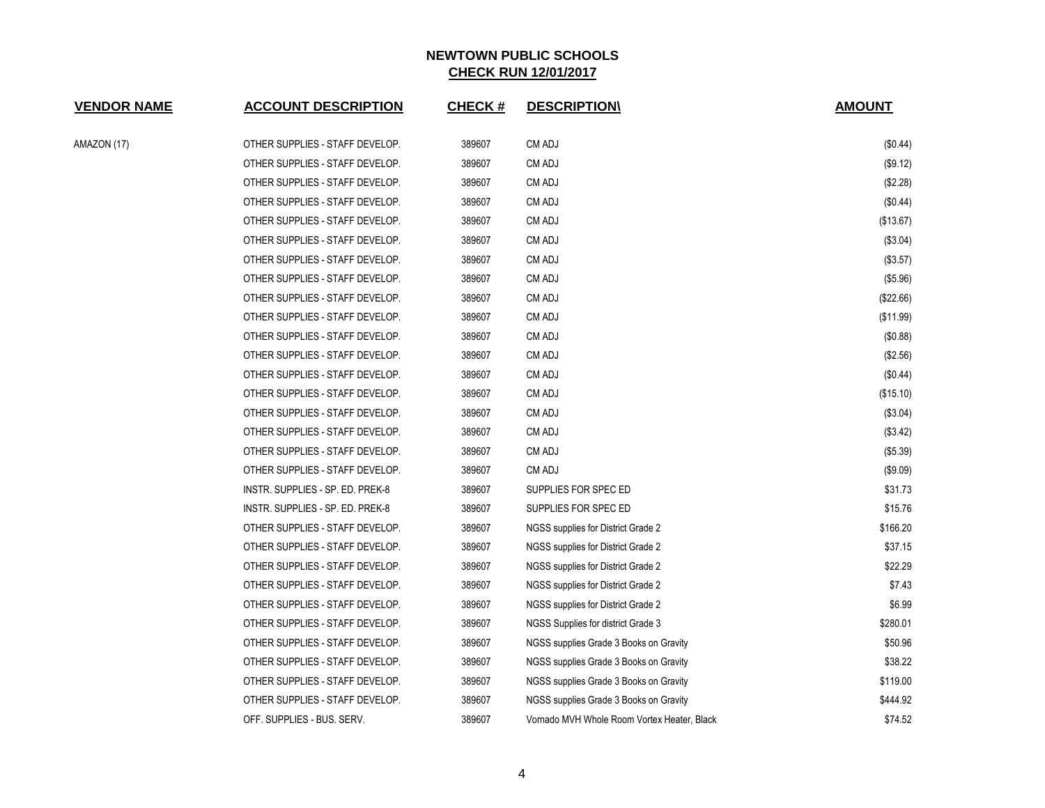# NEWTOWN PUBLIC SCHOOLS

## CHECK RUN 12/01/2017

| VENDOR NAME | ACCOUNT DESCRIPTION | CHECK # | DESCRIPTION\ | AMOUNT |
|---|---|---|---|---|
| AMAZON (17) | OTHER SUPPLIES - STAFF DEVELOP. | 389607 | CM ADJ | ($0.44) |
| | OTHER SUPPLIES - STAFF DEVELOP. | 389607 | CM ADJ | ($9.12) |
| | OTHER SUPPLIES - STAFF DEVELOP. | 389607 | CM ADJ | ($2.28) |
| | OTHER SUPPLIES - STAFF DEVELOP. | 389607 | CM ADJ | ($0.44) |
| | OTHER SUPPLIES - STAFF DEVELOP. | 389607 | CM ADJ | ($13.67) |
| | OTHER SUPPLIES - STAFF DEVELOP. | 389607 | CM ADJ | ($3.04) |
| | OTHER SUPPLIES - STAFF DEVELOP. | 389607 | CM ADJ | ($3.57) |
| | OTHER SUPPLIES - STAFF DEVELOP. | 389607 | CM ADJ | ($5.96) |
| | OTHER SUPPLIES - STAFF DEVELOP. | 389607 | CM ADJ | ($22.66) |
| | OTHER SUPPLIES - STAFF DEVELOP. | 389607 | CM ADJ | ($11.99) |
| | OTHER SUPPLIES - STAFF DEVELOP. | 389607 | CM ADJ | ($0.88) |
| | OTHER SUPPLIES - STAFF DEVELOP. | 389607 | CM ADJ | ($2.56) |
| | OTHER SUPPLIES - STAFF DEVELOP. | 389607 | CM ADJ | ($0.44) |
| | OTHER SUPPLIES - STAFF DEVELOP. | 389607 | CM ADJ | ($15.10) |
| | OTHER SUPPLIES - STAFF DEVELOP. | 389607 | CM ADJ | ($3.04) |
| | OTHER SUPPLIES - STAFF DEVELOP. | 389607 | CM ADJ | ($3.42) |
| | OTHER SUPPLIES - STAFF DEVELOP. | 389607 | CM ADJ | ($5.39) |
| | OTHER SUPPLIES - STAFF DEVELOP. | 389607 | CM ADJ | ($9.09) |
| | INSTR. SUPPLIES - SP. ED. PREK-8 | 389607 | SUPPLIES FOR SPEC ED | $31.73 |
| | INSTR. SUPPLIES - SP. ED. PREK-8 | 389607 | SUPPLIES FOR SPEC ED | $15.76 |
| | OTHER SUPPLIES - STAFF DEVELOP. | 389607 | NGSS supplies for District Grade 2 | $166.20 |
| | OTHER SUPPLIES - STAFF DEVELOP. | 389607 | NGSS supplies for District Grade 2 | $37.15 |
| | OTHER SUPPLIES - STAFF DEVELOP. | 389607 | NGSS supplies for District Grade 2 | $22.29 |
| | OTHER SUPPLIES - STAFF DEVELOP. | 389607 | NGSS supplies for District Grade 2 | $7.43 |
| | OTHER SUPPLIES - STAFF DEVELOP. | 389607 | NGSS supplies for District Grade 2 | $6.99 |
| | OTHER SUPPLIES - STAFF DEVELOP. | 389607 | NGSS Supplies for district Grade 3 | $280.01 |
| | OTHER SUPPLIES - STAFF DEVELOP. | 389607 | NGSS supplies Grade 3 Books on Gravity | $50.96 |
| | OTHER SUPPLIES - STAFF DEVELOP. | 389607 | NGSS supplies Grade 3 Books on Gravity | $38.22 |
| | OTHER SUPPLIES - STAFF DEVELOP. | 389607 | NGSS supplies Grade 3 Books on Gravity | $119.00 |
| | OTHER SUPPLIES - STAFF DEVELOP. | 389607 | NGSS supplies Grade 3 Books on Gravity | $444.92 |
| | OFF. SUPPLIES - BUS. SERV. | 389607 | Vornado MVH Whole Room Vortex Heater, Black | $74.52 |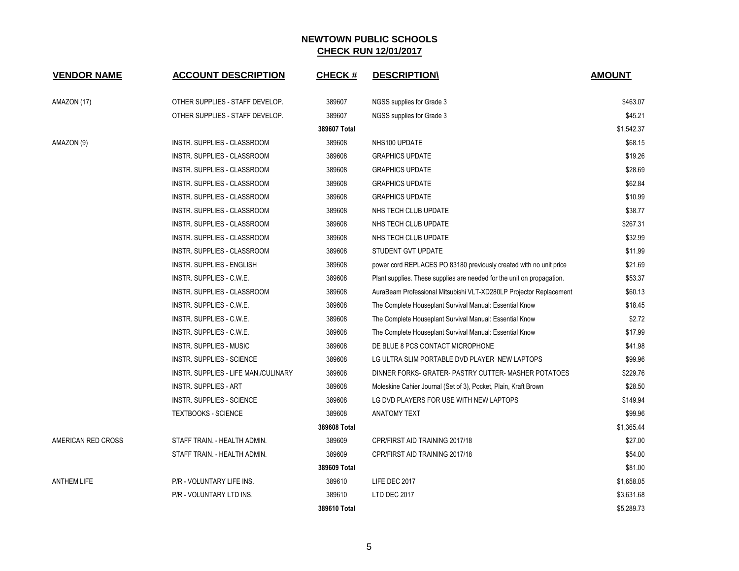# NEWTOWN PUBLIC SCHOOLS
## CHECK RUN 12/01/2017

| VENDOR NAME | ACCOUNT DESCRIPTION | CHECK # | DESCRIPTION\ | AMOUNT |
|---|---|---|---|---|
| AMAZON (17) | OTHER SUPPLIES - STAFF DEVELOP. | 389607 | NGSS supplies for Grade 3 | $463.07 |
| | OTHER SUPPLIES - STAFF DEVELOP. | 389607 | NGSS supplies for Grade 3 | $45.21 |
| | | **389607 Total** | | $1,542.37 |
| AMAZON (9) | INSTR. SUPPLIES - CLASSROOM | 389608 | NHS100 UPDATE | $68.15 |
| | INSTR. SUPPLIES - CLASSROOM | 389608 | GRAPHICS UPDATE | $19.26 |
| | INSTR. SUPPLIES - CLASSROOM | 389608 | GRAPHICS UPDATE | $28.69 |
| | INSTR. SUPPLIES - CLASSROOM | 389608 | GRAPHICS UPDATE | $62.84 |
| | INSTR. SUPPLIES - CLASSROOM | 389608 | GRAPHICS UPDATE | $10.99 |
| | INSTR. SUPPLIES - CLASSROOM | 389608 | NHS TECH CLUB UPDATE | $38.77 |
| | INSTR. SUPPLIES - CLASSROOM | 389608 | NHS TECH CLUB UPDATE | $267.31 |
| | INSTR. SUPPLIES - CLASSROOM | 389608 | NHS TECH CLUB UPDATE | $32.99 |
| | INSTR. SUPPLIES - CLASSROOM | 389608 | STUDENT GVT UPDATE | $11.99 |
| | INSTR. SUPPLIES - ENGLISH | 389608 | power cord REPLACES PO 83180 previously created with no unit price | $21.69 |
| | INSTR. SUPPLIES - C.W.E. | 389608 | Plant supplies. These supplies are needed for the unit on propagation. | $53.37 |
| | INSTR. SUPPLIES - CLASSROOM | 389608 | AuraBeam Professional Mitsubishi VLT-XD280LP Projector Replacement | $60.13 |
| | INSTR. SUPPLIES - C.W.E. | 389608 | The Complete Houseplant Survival Manual: Essential Know | $18.45 |
| | INSTR. SUPPLIES - C.W.E. | 389608 | The Complete Houseplant Survival Manual: Essential Know | $2.72 |
| | INSTR. SUPPLIES - C.W.E. | 389608 | The Complete Houseplant Survival Manual: Essential Know | $17.99 |
| | INSTR. SUPPLIES - MUSIC | 389608 | DE BLUE 8 PCS CONTACT MICROPHONE | $41.98 |
| | INSTR. SUPPLIES - SCIENCE | 389608 | LG ULTRA SLIM PORTABLE DVD PLAYER NEW LAPTOPS | $99.96 |
| | INSTR. SUPPLIES - LIFE MAN./CULINARY | 389608 | DINNER FORKS- GRATER- PASTRY CUTTER- MASHER POTATOES | $229.76 |
| | INSTR. SUPPLIES - ART | 389608 | Moleskine Cahier Journal (Set of 3), Pocket, Plain, Kraft Brown | $28.50 |
| | INSTR. SUPPLIES - SCIENCE | 389608 | LG DVD PLAYERS FOR USE WITH NEW LAPTOPS | $149.94 |
| | TEXTBOOKS - SCIENCE | 389608 | ANATOMY TEXT | $99.96 |
| | | **389608 Total** | | $1,365.44 |
| AMERICAN RED CROSS | STAFF TRAIN. - HEALTH ADMIN. | 389609 | CPR/FIRST AID TRAINING 2017/18 | $27.00 |
| | STAFF TRAIN. - HEALTH ADMIN. | 389609 | CPR/FIRST AID TRAINING 2017/18 | $54.00 |
| | | **389609 Total** | | $81.00 |
| ANTHEM LIFE | P/R - VOLUNTARY LIFE INS. | 389610 | LIFE DEC 2017 | $1,658.05 |
| | P/R - VOLUNTARY LTD INS. | 389610 | LTD DEC 2017 | $3,631.68 |
| | | **389610 Total** | | $5,289.73 |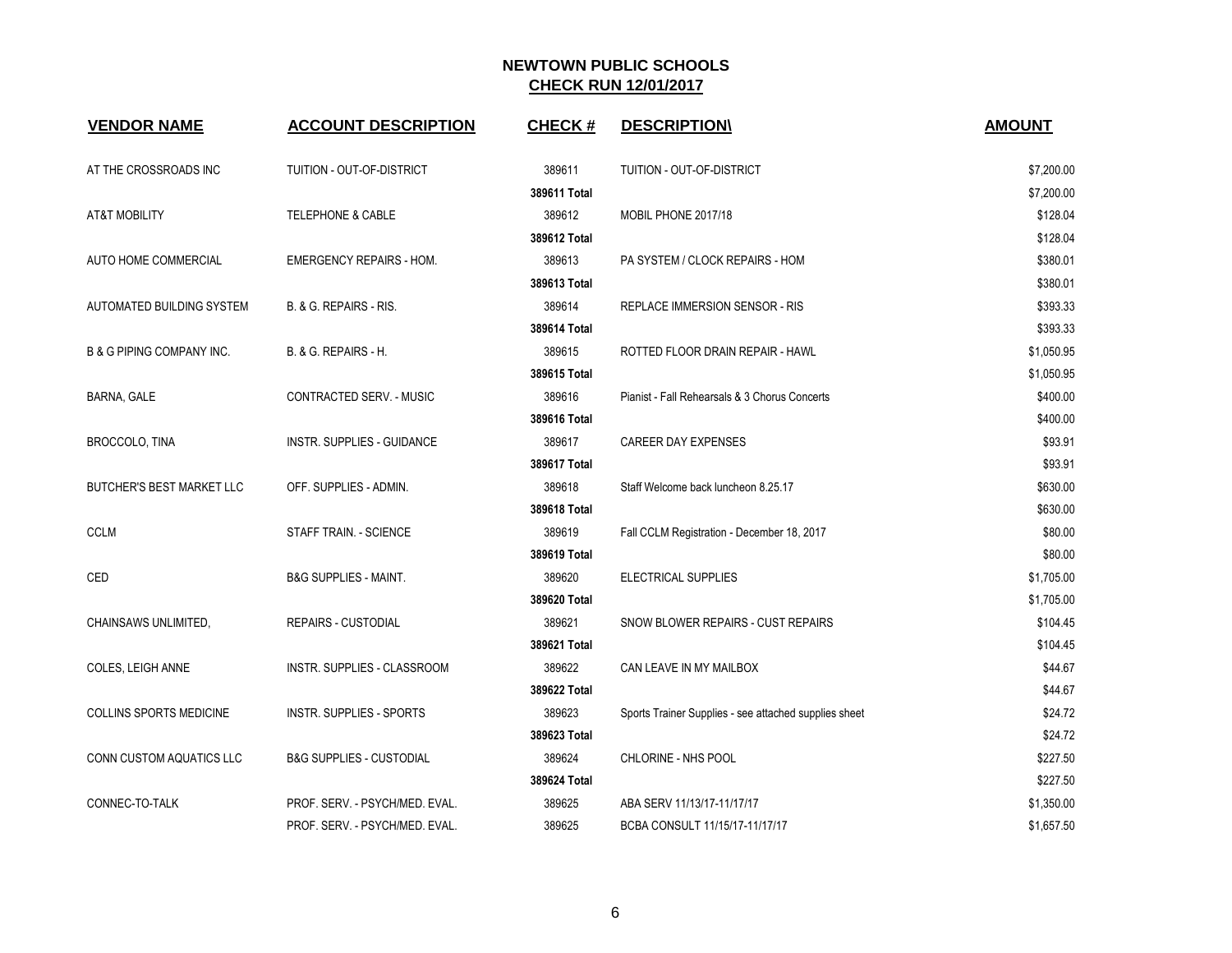# NEWTOWN PUBLIC SCHOOLS

## CHECK RUN 12/01/2017

| VENDOR NAME | ACCOUNT DESCRIPTION | CHECK # | DESCRIPTION\ | AMOUNT |
|---|---|---|---|---|
| AT THE CROSSROADS INC | TUITION - OUT-OF-DISTRICT | 389611 | TUITION - OUT-OF-DISTRICT | $7,200.00 |
| | | **389611 Total** | | $7,200.00 |
| AT&T MOBILITY | TELEPHONE & CABLE | 389612 | MOBIL PHONE 2017/18 | $128.04 |
| | | **389612 Total** | | $128.04 |
| AUTO HOME COMMERCIAL | EMERGENCY REPAIRS - HOM. | 389613 | PA SYSTEM / CLOCK REPAIRS - HOM | $380.01 |
| | | **389613 Total** | | $380.01 |
| AUTOMATED BUILDING SYSTEM | B. & G. REPAIRS - RIS. | 389614 | REPLACE IMMERSION SENSOR - RIS | $393.33 |
| | | **389614 Total** | | $393.33 |
| B & G PIPING COMPANY INC. | B. & G. REPAIRS - H. | 389615 | ROTTED FLOOR DRAIN REPAIR - HAWL | $1,050.95 |
| | | **389615 Total** | | $1,050.95 |
| BARNA, GALE | CONTRACTED SERV. - MUSIC | 389616 | Pianist - Fall Rehearsals & 3 Chorus Concerts | $400.00 |
| | | **389616 Total** | | $400.00 |
| BROCCOLO, TINA | INSTR. SUPPLIES - GUIDANCE | 389617 | CAREER DAY EXPENSES | $93.91 |
| | | **389617 Total** | | $93.91 |
| BUTCHER'S BEST MARKET LLC | OFF. SUPPLIES - ADMIN. | 389618 | Staff Welcome back luncheon 8.25.17 | $630.00 |
| | | **389618 Total** | | $630.00 |
| CCLM | STAFF TRAIN. - SCIENCE | 389619 | Fall CCLM Registration - December 18, 2017 | $80.00 |
| | | **389619 Total** | | $80.00 |
| CED | B&G SUPPLIES - MAINT. | 389620 | ELECTRICAL SUPPLIES | $1,705.00 |
| | | **389620 Total** | | $1,705.00 |
| CHAINSAWS UNLIMITED, | REPAIRS - CUSTODIAL | 389621 | SNOW BLOWER REPAIRS - CUST REPAIRS | $104.45 |
| | | **389621 Total** | | $104.45 |
| COLES, LEIGH ANNE | INSTR. SUPPLIES - CLASSROOM | 389622 | CAN LEAVE IN MY MAILBOX | $44.67 |
| | | **389622 Total** | | $44.67 |
| COLLINS SPORTS MEDICINE | INSTR. SUPPLIES - SPORTS | 389623 | Sports Trainer Supplies - see attached supplies sheet | $24.72 |
| | | **389623 Total** | | $24.72 |
| CONN CUSTOM AQUATICS LLC | B&G SUPPLIES - CUSTODIAL | 389624 | CHLORINE - NHS POOL | $227.50 |
| | | **389624 Total** | | $227.50 |
| CONNEC-TO-TALK | PROF. SERV. - PSYCH/MED. EVAL. | 389625 | ABA SERV 11/13/17-11/17/17 | $1,350.00 |
| | PROF. SERV. - PSYCH/MED. EVAL. | 389625 | BCBA CONSULT 11/15/17-11/17/17 | $1,657.50 |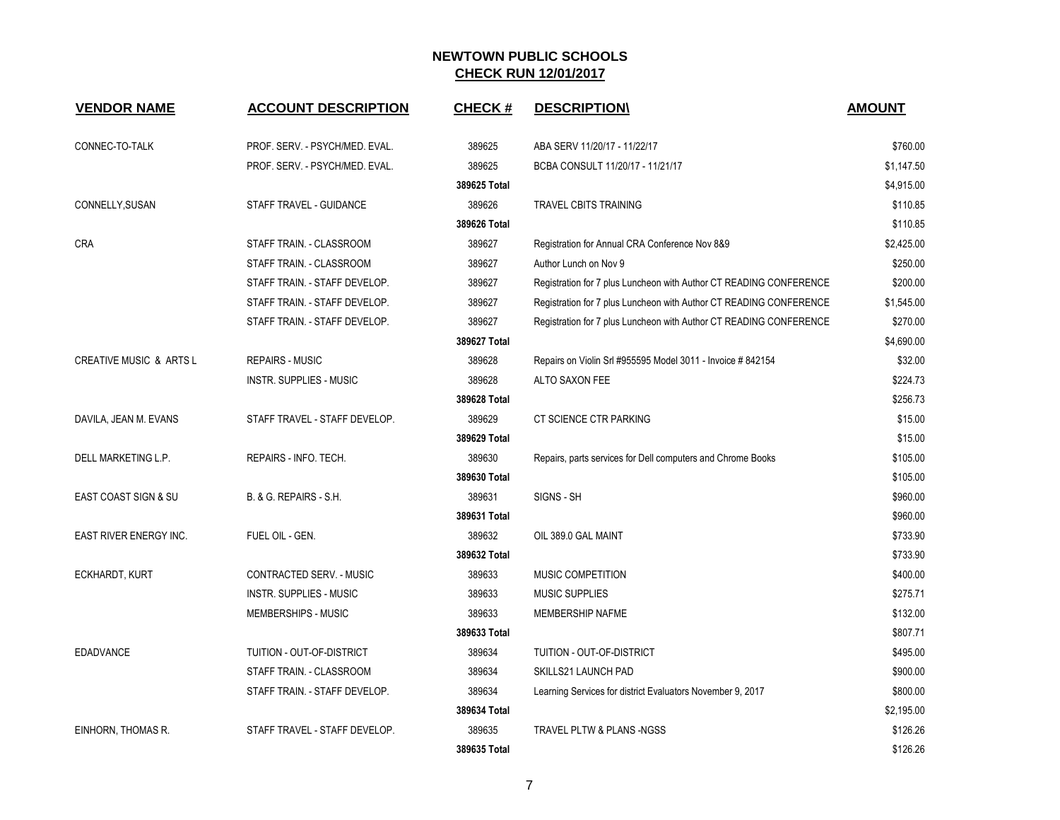# NEWTOWN PUBLIC SCHOOLS

## CHECK RUN 12/01/2017

| VENDOR NAME | ACCOUNT DESCRIPTION | CHECK # | DESCRIPTION\ | AMOUNT |
|---|---|---|---|---|
| CONNEC-TO-TALK | PROF. SERV. - PSYCH/MED. EVAL. | 389625 | ABA SERV 11/20/17 - 11/22/17 | $760.00 |
| | PROF. SERV. - PSYCH/MED. EVAL. | 389625 | BCBA CONSULT 11/20/17 - 11/21/17 | $1,147.50 |
| | | **389625 Total** | | $4,915.00 |
| CONNELLY,SUSAN | STAFF TRAVEL - GUIDANCE | 389626 | TRAVEL CBITS TRAINING | $110.85 |
| | | **389626 Total** | | $110.85 |
| CRA | STAFF TRAIN. - CLASSROOM | 389627 | Registration for Annual CRA Conference Nov 8&9 | $2,425.00 |
| | STAFF TRAIN. - CLASSROOM | 389627 | Author Lunch on Nov 9 | $250.00 |
| | STAFF TRAIN. - STAFF DEVELOP. | 389627 | Registration for 7 plus Luncheon with Author CT READING CONFERENCE | $200.00 |
| | STAFF TRAIN. - STAFF DEVELOP. | 389627 | Registration for 7 plus Luncheon with Author CT READING CONFERENCE | $1,545.00 |
| | STAFF TRAIN. - STAFF DEVELOP. | 389627 | Registration for 7 plus Luncheon with Author CT READING CONFERENCE | $270.00 |
| | | **389627 Total** | | $4,690.00 |
| CREATIVE MUSIC & ARTS L | REPAIRS - MUSIC | 389628 | Repairs on Violin Srl #955595 Model 3011 - Invoice # 842154 | $32.00 |
| | INSTR. SUPPLIES - MUSIC | 389628 | ALTO SAXON FEE | $224.73 |
| | | **389628 Total** | | $256.73 |
| DAVILA, JEAN M. EVANS | STAFF TRAVEL - STAFF DEVELOP. | 389629 | CT SCIENCE CTR PARKING | $15.00 |
| | | **389629 Total** | | $15.00 |
| DELL MARKETING L.P. | REPAIRS - INFO. TECH. | 389630 | Repairs, parts services for Dell computers and Chrome Books | $105.00 |
| | | **389630 Total** | | $105.00 |
| EAST COAST SIGN & SU | B. & G. REPAIRS - S.H. | 389631 | SIGNS - SH | $960.00 |
| | | **389631 Total** | | $960.00 |
| EAST RIVER ENERGY INC. | FUEL OIL - GEN. | 389632 | OIL 389.0 GAL MAINT | $733.90 |
| | | **389632 Total** | | $733.90 |
| ECKHARDT, KURT | CONTRACTED SERV. - MUSIC | 389633 | MUSIC COMPETITION | $400.00 |
| | INSTR. SUPPLIES - MUSIC | 389633 | MUSIC SUPPLIES | $275.71 |
| | MEMBERSHIPS - MUSIC | 389633 | MEMBERSHIP NAFME | $132.00 |
| | | **389633 Total** | | $807.71 |
| EDADVANCE | TUITION - OUT-OF-DISTRICT | 389634 | TUITION - OUT-OF-DISTRICT | $495.00 |
| | STAFF TRAIN. - CLASSROOM | 389634 | SKILLS21 LAUNCH PAD | $900.00 |
| | STAFF TRAIN. - STAFF DEVELOP. | 389634 | Learning Services for district Evaluators November 9, 2017 | $800.00 |
| | | **389634 Total** | | $2,195.00 |
| EINHORN, THOMAS R. | STAFF TRAVEL - STAFF DEVELOP. | 389635 | TRAVEL PLTW & PLANS -NGSS | $126.26 |
| | | **389635 Total** | | $126.26 |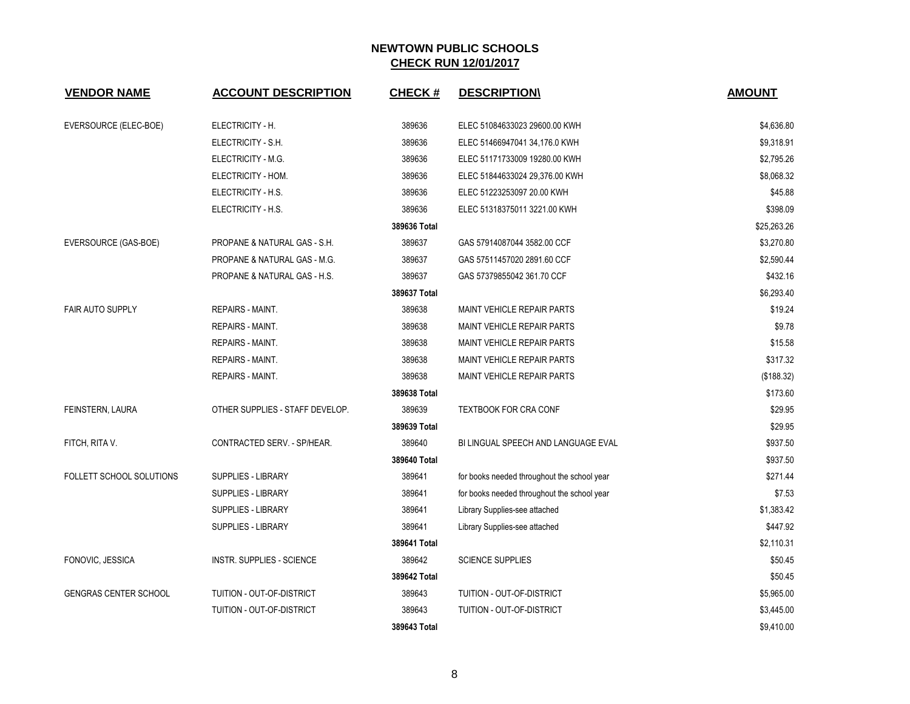## NEWTOWN PUBLIC SCHOOLS
## CHECK RUN 12/01/2017

| VENDOR NAME | ACCOUNT DESCRIPTION | CHECK # | DESCRIPTION\ | AMOUNT |
|---|---|---|---|---|
| EVERSOURCE (ELEC-BOE) | ELECTRICITY - H. | 389636 | ELEC 51084633023 29600.00 KWH | $4,636.80 |
| | ELECTRICITY - S.H. | 389636 | ELEC 51466947041 34,176.0 KWH | $9,318.91 |
| | ELECTRICITY - M.G. | 389636 | ELEC 51171733009 19280.00 KWH | $2,795.26 |
| | ELECTRICITY - HOM. | 389636 | ELEC 51844633024 29,376.00 KWH | $8,068.32 |
| | ELECTRICITY - H.S. | 389636 | ELEC 51223253097 20.00 KWH | $45.88 |
| | ELECTRICITY - H.S. | 389636 | ELEC 51318375011 3221.00 KWH | $398.09 |
| | | **389636 Total** | | $25,263.26 |
| EVERSOURCE (GAS-BOE) | PROPANE & NATURAL GAS - S.H. | 389637 | GAS 57914087044 3582.00 CCF | $3,270.80 |
| | PROPANE & NATURAL GAS - M.G. | 389637 | GAS 57511457020 2891.60 CCF | $2,590.44 |
| | PROPANE & NATURAL GAS - H.S. | 389637 | GAS 57379855042 361.70 CCF | $432.16 |
| | | **389637 Total** | | $6,293.40 |
| FAIR AUTO SUPPLY | REPAIRS - MAINT. | 389638 | MAINT VEHICLE REPAIR PARTS | $19.24 |
| | REPAIRS - MAINT. | 389638 | MAINT VEHICLE REPAIR PARTS | $9.78 |
| | REPAIRS - MAINT. | 389638 | MAINT VEHICLE REPAIR PARTS | $15.58 |
| | REPAIRS - MAINT. | 389638 | MAINT VEHICLE REPAIR PARTS | $317.32 |
| | REPAIRS - MAINT. | 389638 | MAINT VEHICLE REPAIR PARTS | ($188.32) |
| | | **389638 Total** | | $173.60 |
| FEINSTERN, LAURA | OTHER SUPPLIES - STAFF DEVELOP. | 389639 | TEXTBOOK FOR CRA CONF | $29.95 |
| | | **389639 Total** | | $29.95 |
| FITCH, RITA V. | CONTRACTED SERV. - SP/HEAR. | 389640 | BI LINGUAL SPEECH AND LANGUAGE EVAL | $937.50 |
| | | **389640 Total** | | $937.50 |
| FOLLETT SCHOOL SOLUTIONS | SUPPLIES - LIBRARY | 389641 | for books needed throughout the school year | $271.44 |
| | SUPPLIES - LIBRARY | 389641 | for books needed throughout the school year | $7.53 |
| | SUPPLIES - LIBRARY | 389641 | Library Supplies-see attached | $1,383.42 |
| | SUPPLIES - LIBRARY | 389641 | Library Supplies-see attached | $447.92 |
| | | **389641 Total** | | $2,110.31 |
| FONOVIC, JESSICA | INSTR. SUPPLIES - SCIENCE | 389642 | SCIENCE SUPPLIES | $50.45 |
| | | **389642 Total** | | $50.45 |
| GENGRAS CENTER SCHOOL | TUITION - OUT-OF-DISTRICT | 389643 | TUITION - OUT-OF-DISTRICT | $5,965.00 |
| | TUITION - OUT-OF-DISTRICT | 389643 | TUITION - OUT-OF-DISTRICT | $3,445.00 |
| | | **389643 Total** | | $9,410.00 |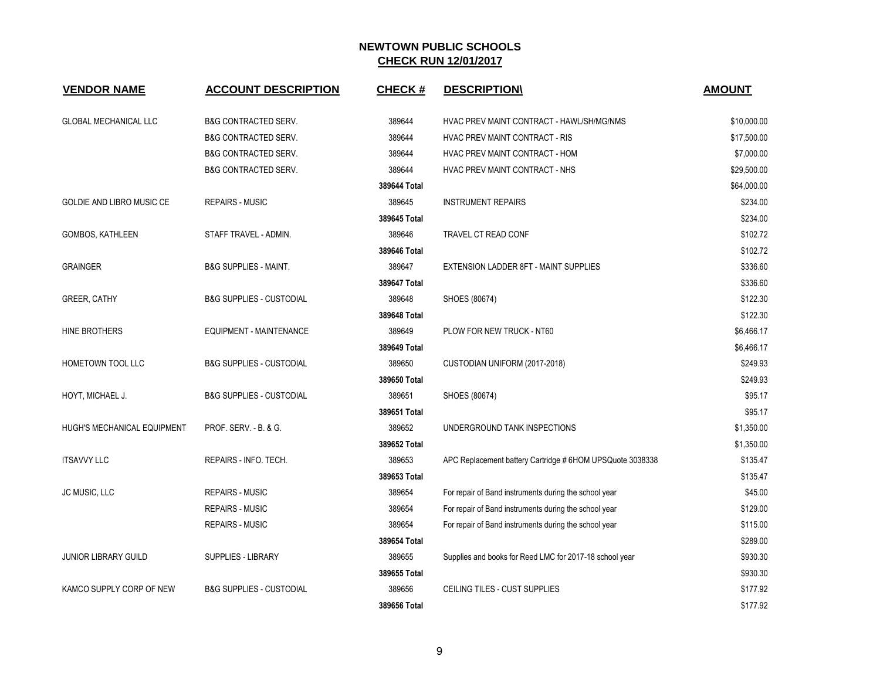# NEWTOWN PUBLIC SCHOOLS
## CHECK RUN 12/01/2017

| VENDOR NAME | ACCOUNT DESCRIPTION | CHECK # | DESCRIPTION\ | AMOUNT |
|---|---|---|---|---|
| GLOBAL MECHANICAL LLC | B&G CONTRACTED SERV. | 389644 | HVAC PREV MAINT CONTRACT - HAWL/SH/MG/NMS | $10,000.00 |
| | B&G CONTRACTED SERV. | 389644 | HVAC PREV MAINT CONTRACT - RIS | $17,500.00 |
| | B&G CONTRACTED SERV. | 389644 | HVAC PREV MAINT CONTRACT - HOM | $7,000.00 |
| | B&G CONTRACTED SERV. | 389644 | HVAC PREV MAINT CONTRACT - NHS | $29,500.00 |
| | | **389644 Total** | | $64,000.00 |
| GOLDIE AND LIBRO MUSIC CE | REPAIRS - MUSIC | 389645 | INSTRUMENT REPAIRS | $234.00 |
| | | **389645 Total** | | $234.00 |
| GOMBOS, KATHLEEN | STAFF TRAVEL - ADMIN. | 389646 | TRAVEL CT READ CONF | $102.72 |
| | | **389646 Total** | | $102.72 |
| GRAINGER | B&G SUPPLIES - MAINT. | 389647 | EXTENSION LADDER 8FT - MAINT SUPPLIES | $336.60 |
| | | **389647 Total** | | $336.60 |
| GREER, CATHY | B&G SUPPLIES - CUSTODIAL | 389648 | SHOES (80674) | $122.30 |
| | | **389648 Total** | | $122.30 |
| HINE BROTHERS | EQUIPMENT - MAINTENANCE | 389649 | PLOW FOR NEW TRUCK - NT60 | $6,466.17 |
| | | **389649 Total** | | $6,466.17 |
| HOMETOWN TOOL LLC | B&G SUPPLIES - CUSTODIAL | 389650 | CUSTODIAN UNIFORM (2017-2018) | $249.93 |
| | | **389650 Total** | | $249.93 |
| HOYT, MICHAEL J. | B&G SUPPLIES - CUSTODIAL | 389651 | SHOES (80674) | $95.17 |
| | | **389651 Total** | | $95.17 |
| HUGH'S MECHANICAL EQUIPMENT | PROF. SERV. - B. & G. | 389652 | UNDERGROUND TANK INSPECTIONS | $1,350.00 |
| | | **389652 Total** | | $1,350.00 |
| ITSAVVY LLC | REPAIRS - INFO. TECH. | 389653 | APC Replacement battery Cartridge # 6HOM UPSQuote 3038338 | $135.47 |
| | | **389653 Total** | | $135.47 |
| JC MUSIC, LLC | REPAIRS - MUSIC | 389654 | For repair of Band instruments during the school year | $45.00 |
| | REPAIRS - MUSIC | 389654 | For repair of Band instruments during the school year | $129.00 |
| | REPAIRS - MUSIC | 389654 | For repair of Band instruments during the school year | $115.00 |
| | | **389654 Total** | | $289.00 |
| JUNIOR LIBRARY GUILD | SUPPLIES - LIBRARY | 389655 | Supplies and books for Reed LMC for 2017-18 school year | $930.30 |
| | | **389655 Total** | | $930.30 |
| KAMCO SUPPLY CORP OF NEW | B&G SUPPLIES - CUSTODIAL | 389656 | CEILING TILES - CUST SUPPLIES | $177.92 |
| | | **389656 Total** | | $177.92 |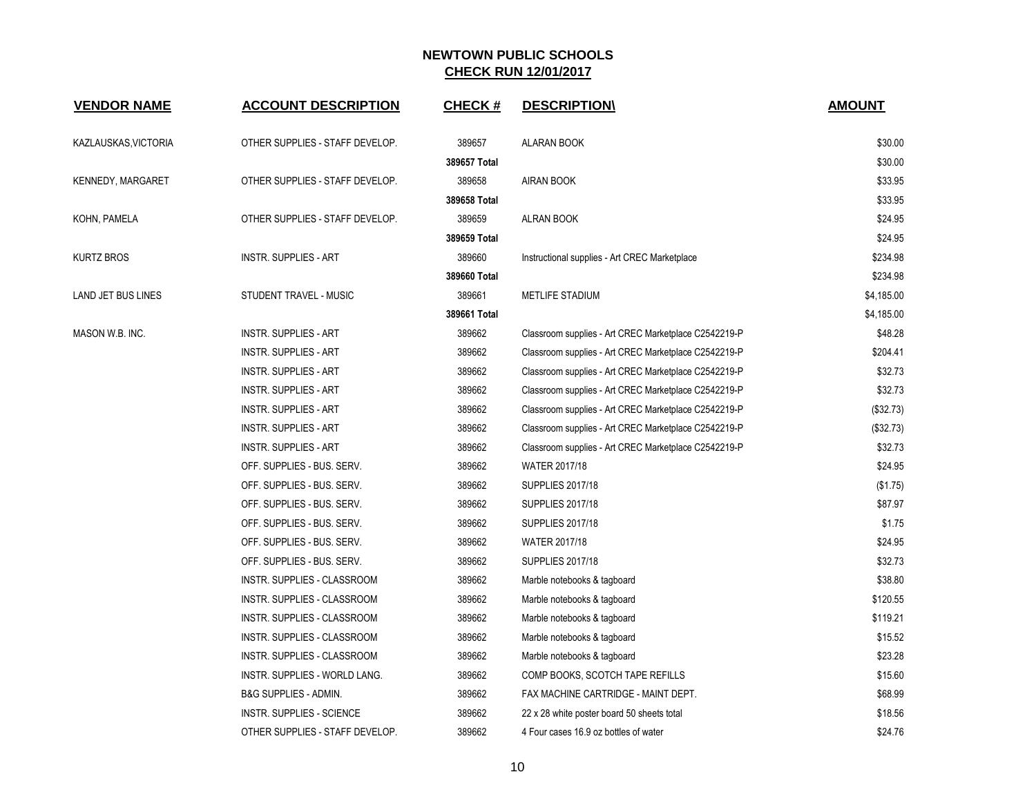# NEWTOWN PUBLIC SCHOOLS

## CHECK RUN 12/01/2017

| VENDOR NAME | ACCOUNT DESCRIPTION | CHECK # | DESCRIPTION\ | AMOUNT |
|---|---|---|---|---|
| KAZLAUSKAS,VICTORIA | OTHER SUPPLIES - STAFF DEVELOP. | 389657 | ALARAN BOOK | $30.00 |
| | | **389657 Total** | | $30.00 |
| KENNEDY, MARGARET | OTHER SUPPLIES - STAFF DEVELOP. | 389658 | AIRAN BOOK | $33.95 |
| | | **389658 Total** | | $33.95 |
| KOHN, PAMELA | OTHER SUPPLIES - STAFF DEVELOP. | 389659 | ALRAN BOOK | $24.95 |
| | | **389659 Total** | | $24.95 |
| KURTZ BROS | INSTR. SUPPLIES - ART | 389660 | Instructional supplies - Art CREC Marketplace | $234.98 |
| | | **389660 Total** | | $234.98 |
| LAND JET BUS LINES | STUDENT TRAVEL - MUSIC | 389661 | METLIFE STADIUM | $4,185.00 |
| | | **389661 Total** | | $4,185.00 |
| MASON W.B. INC. | INSTR. SUPPLIES - ART | 389662 | Classroom supplies - Art CREC Marketplace C2542219-P | $48.28 |
| | INSTR. SUPPLIES - ART | 389662 | Classroom supplies - Art CREC Marketplace C2542219-P | $204.41 |
| | INSTR. SUPPLIES - ART | 389662 | Classroom supplies - Art CREC Marketplace C2542219-P | $32.73 |
| | INSTR. SUPPLIES - ART | 389662 | Classroom supplies - Art CREC Marketplace C2542219-P | $32.73 |
| | INSTR. SUPPLIES - ART | 389662 | Classroom supplies - Art CREC Marketplace C2542219-P | ($32.73) |
| | INSTR. SUPPLIES - ART | 389662 | Classroom supplies - Art CREC Marketplace C2542219-P | ($32.73) |
| | INSTR. SUPPLIES - ART | 389662 | Classroom supplies - Art CREC Marketplace C2542219-P | $32.73 |
| | OFF. SUPPLIES - BUS. SERV. | 389662 | WATER 2017/18 | $24.95 |
| | OFF. SUPPLIES - BUS. SERV. | 389662 | SUPPLIES 2017/18 | ($1.75) |
| | OFF. SUPPLIES - BUS. SERV. | 389662 | SUPPLIES 2017/18 | $87.97 |
| | OFF. SUPPLIES - BUS. SERV. | 389662 | SUPPLIES 2017/18 | $1.75 |
| | OFF. SUPPLIES - BUS. SERV. | 389662 | WATER 2017/18 | $24.95 |
| | OFF. SUPPLIES - BUS. SERV. | 389662 | SUPPLIES 2017/18 | $32.73 |
| | INSTR. SUPPLIES - CLASSROOM | 389662 | Marble notebooks & tagboard | $38.80 |
| | INSTR. SUPPLIES - CLASSROOM | 389662 | Marble notebooks & tagboard | $120.55 |
| | INSTR. SUPPLIES - CLASSROOM | 389662 | Marble notebooks & tagboard | $119.21 |
| | INSTR. SUPPLIES - CLASSROOM | 389662 | Marble notebooks & tagboard | $15.52 |
| | INSTR. SUPPLIES - CLASSROOM | 389662 | Marble notebooks & tagboard | $23.28 |
| | INSTR. SUPPLIES - WORLD LANG. | 389662 | COMP BOOKS, SCOTCH TAPE REFILLS | $15.60 |
| | B&G SUPPLIES - ADMIN. | 389662 | FAX MACHINE CARTRIDGE - MAINT DEPT. | $68.99 |
| | INSTR. SUPPLIES - SCIENCE | 389662 | 22 x 28 white poster board 50 sheets total | $18.56 |
| | OTHER SUPPLIES - STAFF DEVELOP. | 389662 | 4 Four cases 16.9 oz bottles of water | $24.76 |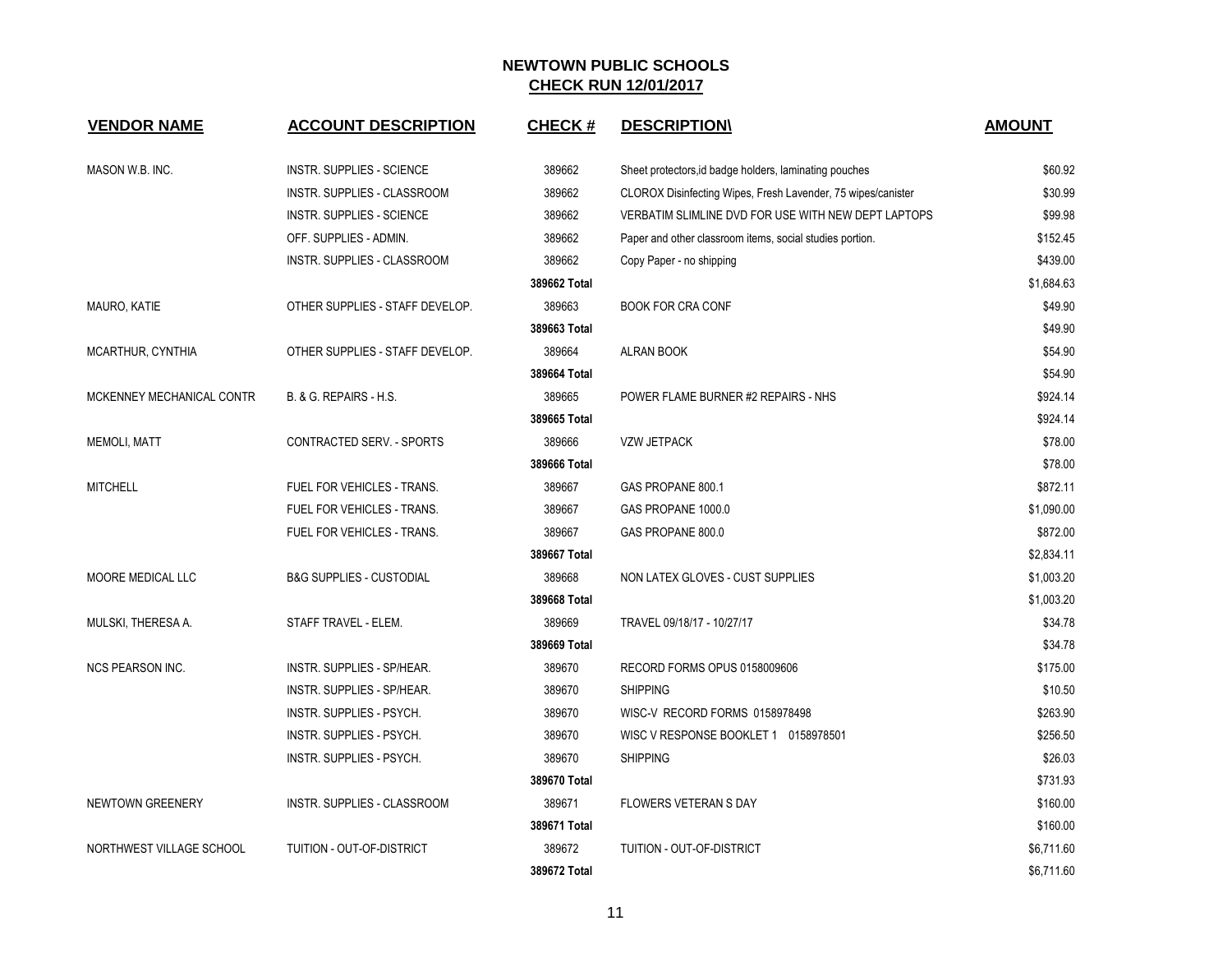# NEWTOWN PUBLIC SCHOOLS
## CHECK RUN 12/01/2017

| VENDOR NAME | ACCOUNT DESCRIPTION | CHECK # | DESCRIPTION\ | AMOUNT |
|---|---|---|---|---|
| MASON W.B. INC. | INSTR. SUPPLIES - SCIENCE | 389662 | Sheet protectors,id badge holders, laminating pouches | $60.92 |
| | INSTR. SUPPLIES - CLASSROOM | 389662 | CLOROX Disinfecting Wipes, Fresh Lavender, 75 wipes/canister | $30.99 |
| | INSTR. SUPPLIES - SCIENCE | 389662 | VERBATIM SLIMLINE DVD FOR USE WITH NEW DEPT LAPTOPS | $99.98 |
| | OFF. SUPPLIES - ADMIN. | 389662 | Paper and other classroom items, social studies portion. | $152.45 |
| | INSTR. SUPPLIES - CLASSROOM | 389662 | Copy Paper - no shipping | $439.00 |
| | | **389662 Total** | | $1,684.63 |
| MAURO, KATIE | OTHER SUPPLIES - STAFF DEVELOP. | 389663 | BOOK FOR CRA CONF | $49.90 |
| | | **389663 Total** | | $49.90 |
| MCARTHUR, CYNTHIA | OTHER SUPPLIES - STAFF DEVELOP. | 389664 | ALRAN BOOK | $54.90 |
| | | **389664 Total** | | $54.90 |
| MCKENNEY MECHANICAL CONTR | B. & G. REPAIRS - H.S. | 389665 | POWER FLAME BURNER #2 REPAIRS - NHS | $924.14 |
| | | **389665 Total** | | $924.14 |
| MEMOLI, MATT | CONTRACTED SERV. - SPORTS | 389666 | VZW JETPACK | $78.00 |
| | | **389666 Total** | | $78.00 |
| MITCHELL | FUEL FOR VEHICLES - TRANS. | 389667 | GAS PROPANE 800.1 | $872.11 |
| | FUEL FOR VEHICLES - TRANS. | 389667 | GAS PROPANE 1000.0 | $1,090.00 |
| | FUEL FOR VEHICLES - TRANS. | 389667 | GAS PROPANE 800.0 | $872.00 |
| | | **389667 Total** | | $2,834.11 |
| MOORE MEDICAL LLC | B&G SUPPLIES - CUSTODIAL | 389668 | NON LATEX GLOVES - CUST SUPPLIES | $1,003.20 |
| | | **389668 Total** | | $1,003.20 |
| MULSKI, THERESA A. | STAFF TRAVEL - ELEM. | 389669 | TRAVEL 09/18/17 - 10/27/17 | $34.78 |
| | | **389669 Total** | | $34.78 |
| NCS PEARSON INC. | INSTR. SUPPLIES - SP/HEAR. | 389670 | RECORD FORMS OPUS 0158009606 | $175.00 |
| | INSTR. SUPPLIES - SP/HEAR. | 389670 | SHIPPING | $10.50 |
| | INSTR. SUPPLIES - PSYCH. | 389670 | WISC-V RECORD FORMS 0158978498 | $263.90 |
| | INSTR. SUPPLIES - PSYCH. | 389670 | WISC V RESPONSE BOOKLET 1 0158978501 | $256.50 |
| | INSTR. SUPPLIES - PSYCH. | 389670 | SHIPPING | $26.03 |
| | | **389670 Total** | | $731.93 |
| NEWTOWN GREENERY | INSTR. SUPPLIES - CLASSROOM | 389671 | FLOWERS VETERAN S DAY | $160.00 |
| | | **389671 Total** | | $160.00 |
| NORTHWEST VILLAGE SCHOOL | TUITION - OUT-OF-DISTRICT | 389672 | TUITION - OUT-OF-DISTRICT | $6,711.60 |
| | | **389672 Total** | | $6,711.60 |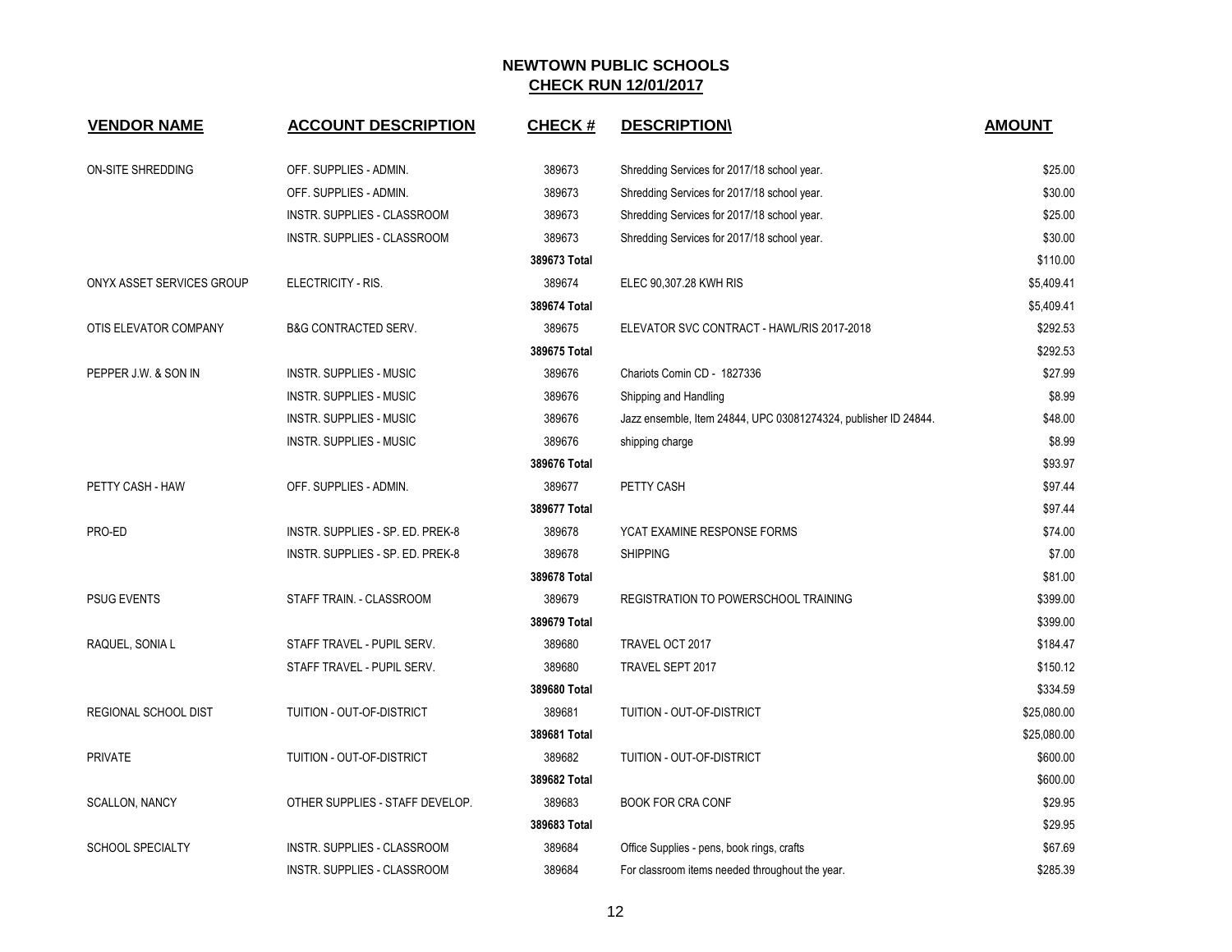# NEWTOWN PUBLIC SCHOOLS
## CHECK RUN 12/01/2017

| VENDOR NAME | ACCOUNT DESCRIPTION | CHECK # | DESCRIPTION\ | AMOUNT |
|---|---|---|---|---|
| ON-SITE SHREDDING | OFF. SUPPLIES - ADMIN. | 389673 | Shredding Services for 2017/18 school year. | $25.00 |
| | OFF. SUPPLIES - ADMIN. | 389673 | Shredding Services for 2017/18 school year. | $30.00 |
| | INSTR. SUPPLIES - CLASSROOM | 389673 | Shredding Services for 2017/18 school year. | $25.00 |
| | INSTR. SUPPLIES - CLASSROOM | 389673 | Shredding Services for 2017/18 school year. | $30.00 |
| | | **389673 Total** | | $110.00 |
| ONYX ASSET SERVICES GROUP | ELECTRICITY - RIS. | 389674 | ELEC 90,307.28 KWH RIS | $5,409.41 |
| | | **389674 Total** | | $5,409.41 |
| OTIS ELEVATOR COMPANY | B&G CONTRACTED SERV. | 389675 | ELEVATOR SVC CONTRACT - HAWL/RIS 2017-2018 | $292.53 |
| | | **389675 Total** | | $292.53 |
| PEPPER J.W. & SON IN | INSTR. SUPPLIES - MUSIC | 389676 | Chariots Comin CD - 1827336 | $27.99 |
| | INSTR. SUPPLIES - MUSIC | 389676 | Shipping and Handling | $8.99 |
| | INSTR. SUPPLIES - MUSIC | 389676 | Jazz ensemble, Item 24844, UPC 03081274324, publisher ID 24844. | $48.00 |
| | INSTR. SUPPLIES - MUSIC | 389676 | shipping charge | $8.99 |
| | | **389676 Total** | | $93.97 |
| PETTY CASH - HAW | OFF. SUPPLIES - ADMIN. | 389677 | PETTY CASH | $97.44 |
| | | **389677 Total** | | $97.44 |
| PRO-ED | INSTR. SUPPLIES - SP. ED. PREK-8 | 389678 | YCAT EXAMINE RESPONSE FORMS | $74.00 |
| | INSTR. SUPPLIES - SP. ED. PREK-8 | 389678 | SHIPPING | $7.00 |
| | | **389678 Total** | | $81.00 |
| PSUG EVENTS | STAFF TRAIN. - CLASSROOM | 389679 | REGISTRATION TO POWERSCHOOL TRAINING | $399.00 |
| | | **389679 Total** | | $399.00 |
| RAQUEL, SONIA L | STAFF TRAVEL - PUPIL SERV. | 389680 | TRAVEL OCT 2017 | $184.47 |
| | STAFF TRAVEL - PUPIL SERV. | 389680 | TRAVEL SEPT 2017 | $150.12 |
| | | **389680 Total** | | $334.59 |
| REGIONAL SCHOOL DIST | TUITION - OUT-OF-DISTRICT | 389681 | TUITION - OUT-OF-DISTRICT | $25,080.00 |
| | | **389681 Total** | | $25,080.00 |
| PRIVATE | TUITION - OUT-OF-DISTRICT | 389682 | TUITION - OUT-OF-DISTRICT | $600.00 |
| | | **389682 Total** | | $600.00 |
| SCALLON, NANCY | OTHER SUPPLIES - STAFF DEVELOP. | 389683 | BOOK FOR CRA CONF | $29.95 |
| | | **389683 Total** | | $29.95 |
| SCHOOL SPECIALTY | INSTR. SUPPLIES - CLASSROOM | 389684 | Office Supplies - pens, book rings, crafts | $67.69 |
| | INSTR. SUPPLIES - CLASSROOM | 389684 | For classroom items needed throughout the year. | $285.39 |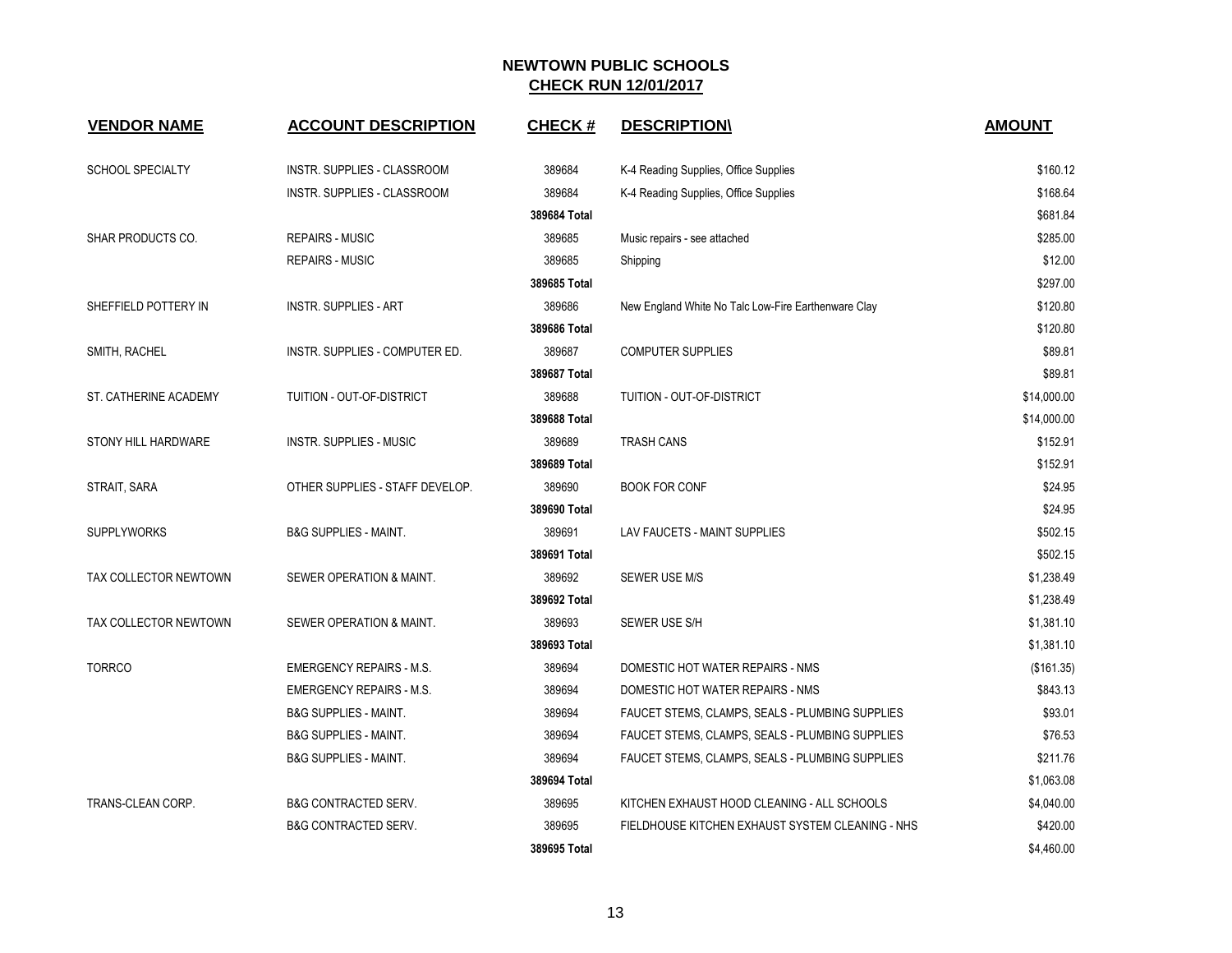## NEWTOWN PUBLIC SCHOOLS
## CHECK RUN 12/01/2017

| VENDOR NAME | ACCOUNT DESCRIPTION | CHECK # | DESCRIPTION\ | AMOUNT |
|---|---|---|---|---|
| SCHOOL SPECIALTY | INSTR. SUPPLIES - CLASSROOM | 389684 | K-4 Reading Supplies, Office Supplies | $160.12 |
| | INSTR. SUPPLIES - CLASSROOM | 389684 | K-4 Reading Supplies, Office Supplies | $168.64 |
| | | **389684 Total** | | $681.84 |
| SHAR PRODUCTS CO. | REPAIRS - MUSIC | 389685 | Music repairs - see attached | $285.00 |
| | REPAIRS - MUSIC | 389685 | Shipping | $12.00 |
| | | **389685 Total** | | $297.00 |
| SHEFFIELD POTTERY IN | INSTR. SUPPLIES - ART | 389686 | New England White No Talc Low-Fire Earthenware Clay | $120.80 |
| | | **389686 Total** | | $120.80 |
| SMITH, RACHEL | INSTR. SUPPLIES - COMPUTER ED. | 389687 | COMPUTER SUPPLIES | $89.81 |
| | | **389687 Total** | | $89.81 |
| ST. CATHERINE ACADEMY | TUITION - OUT-OF-DISTRICT | 389688 | TUITION - OUT-OF-DISTRICT | $14,000.00 |
| | | **389688 Total** | | $14,000.00 |
| STONY HILL HARDWARE | INSTR. SUPPLIES - MUSIC | 389689 | TRASH CANS | $152.91 |
| | | **389689 Total** | | $152.91 |
| STRAIT, SARA | OTHER SUPPLIES - STAFF DEVELOP. | 389690 | BOOK FOR CONF | $24.95 |
| | | **389690 Total** | | $24.95 |
| SUPPLYWORKS | B&G SUPPLIES - MAINT. | 389691 | LAV FAUCETS - MAINT SUPPLIES | $502.15 |
| | | **389691 Total** | | $502.15 |
| TAX COLLECTOR NEWTOWN | SEWER OPERATION & MAINT. | 389692 | SEWER USE M/S | $1,238.49 |
| | | **389692 Total** | | $1,238.49 |
| TAX COLLECTOR NEWTOWN | SEWER OPERATION & MAINT. | 389693 | SEWER USE S/H | $1,381.10 |
| | | **389693 Total** | | $1,381.10 |
| TORRCO | EMERGENCY REPAIRS - M.S. | 389694 | DOMESTIC HOT WATER REPAIRS - NMS | ($161.35) |
| | EMERGENCY REPAIRS - M.S. | 389694 | DOMESTIC HOT WATER REPAIRS - NMS | $843.13 |
| | B&G SUPPLIES - MAINT. | 389694 | FAUCET STEMS, CLAMPS, SEALS - PLUMBING SUPPLIES | $93.01 |
| | B&G SUPPLIES - MAINT. | 389694 | FAUCET STEMS, CLAMPS, SEALS - PLUMBING SUPPLIES | $76.53 |
| | B&G SUPPLIES - MAINT. | 389694 | FAUCET STEMS, CLAMPS, SEALS - PLUMBING SUPPLIES | $211.76 |
| | | **389694 Total** | | $1,063.08 |
| TRANS-CLEAN CORP. | B&G CONTRACTED SERV. | 389695 | KITCHEN EXHAUST HOOD CLEANING - ALL SCHOOLS | $4,040.00 |
| | B&G CONTRACTED SERV. | 389695 | FIELDHOUSE KITCHEN EXHAUST SYSTEM CLEANING - NHS | $420.00 |
| | | **389695 Total** | | $4,460.00 |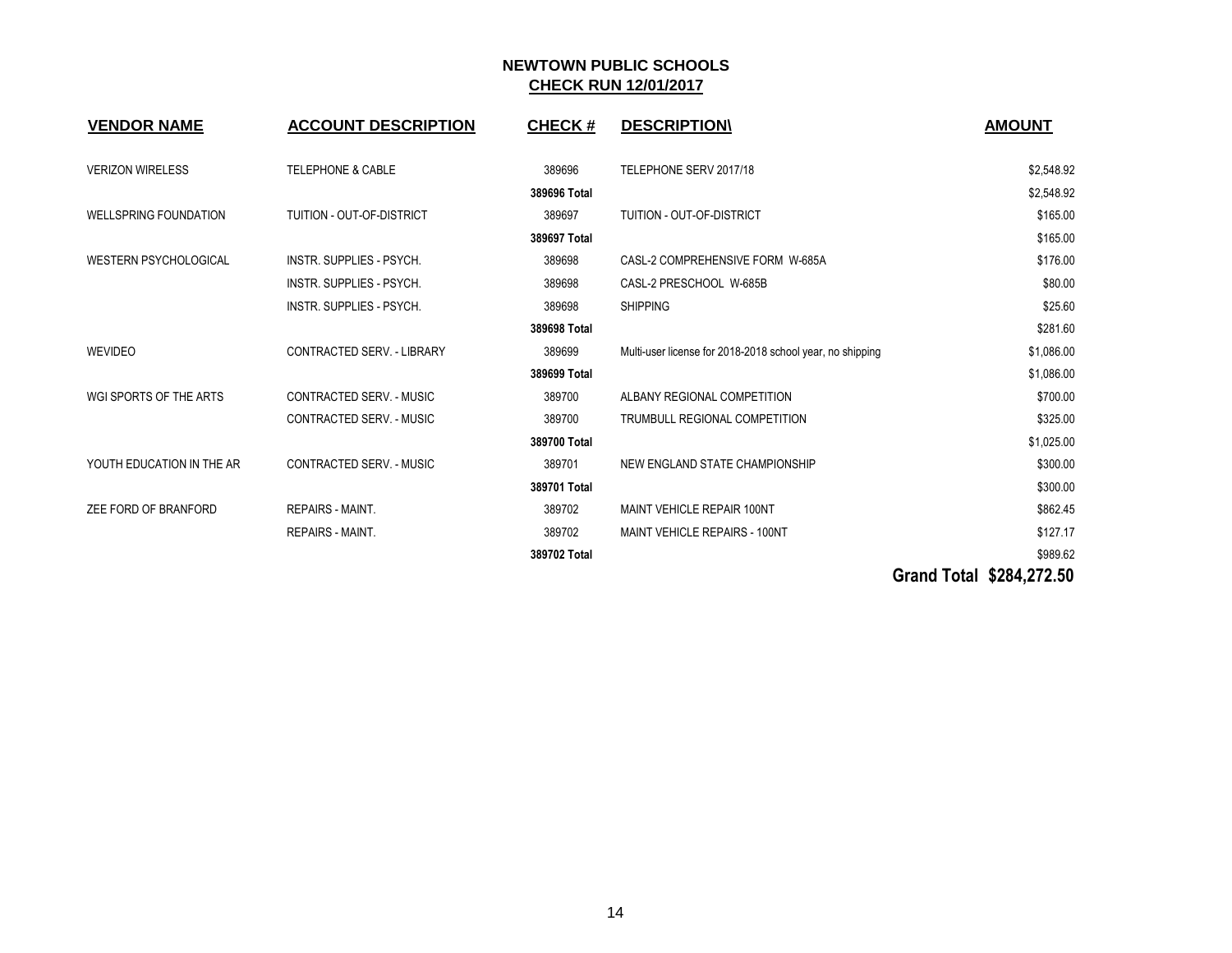# NEWTOWN PUBLIC SCHOOLS
## CHECK RUN 12/01/2017

| VENDOR NAME | ACCOUNT DESCRIPTION | CHECK # | DESCRIPTION\ | AMOUNT |
|---|---|---|---|---|
| VERIZON WIRELESS | TELEPHONE & CABLE | 389696 | TELEPHONE SERV 2017/18 | $2,548.92 |
| | | **389696 Total** | | $2,548.92 |
| WELLSPRING FOUNDATION | TUITION - OUT-OF-DISTRICT | 389697 | TUITION - OUT-OF-DISTRICT | $165.00 |
| | | **389697 Total** | | $165.00 |
| WESTERN PSYCHOLOGICAL | INSTR. SUPPLIES - PSYCH. | 389698 | CASL-2 COMPREHENSIVE FORM W-685A | $176.00 |
| | INSTR. SUPPLIES - PSYCH. | 389698 | CASL-2 PRESCHOOL W-685B | $80.00 |
| | INSTR. SUPPLIES - PSYCH. | 389698 | SHIPPING | $25.60 |
| | | **389698 Total** | | $281.60 |
| WEVIDEO | CONTRACTED SERV. - LIBRARY | 389699 | Multi-user license for 2018-2018 school year, no shipping | $1,086.00 |
| | | **389699 Total** | | $1,086.00 |
| WGI SPORTS OF THE ARTS | CONTRACTED SERV. - MUSIC | 389700 | ALBANY REGIONAL COMPETITION | $700.00 |
| | CONTRACTED SERV. - MUSIC | 389700 | TRUMBULL REGIONAL COMPETITION | $325.00 |
| | | **389700 Total** | | $1,025.00 |
| YOUTH EDUCATION IN THE AR | CONTRACTED SERV. - MUSIC | 389701 | NEW ENGLAND STATE CHAMPIONSHIP | $300.00 |
| | | **389701 Total** | | $300.00 |
| ZEE FORD OF BRANFORD | REPAIRS - MAINT. | 389702 | MAINT VEHICLE REPAIR 100NT | $862.45 |
| | REPAIRS - MAINT. | 389702 | MAINT VEHICLE REPAIRS - 100NT | $127.17 |
| | | **389702 Total** | | $989.62 |
| | | | **Grand Total** | **$284,272.50** |